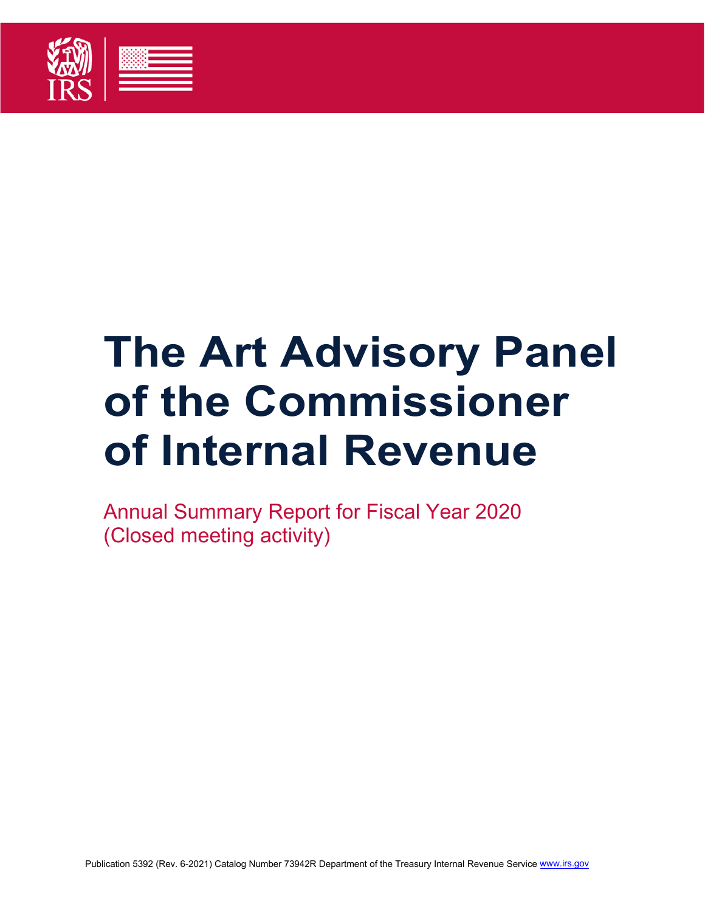# The Art Advisory Panel of the Commissioner of Internal Revenue

Annual Summary Report for Fiscal Year 2020
(Closed meeting activity)

Publication 5392 (Rev. 6-2021) Catalog Number 73942R Department of the Treasury Internal Revenue Service www.irs.gov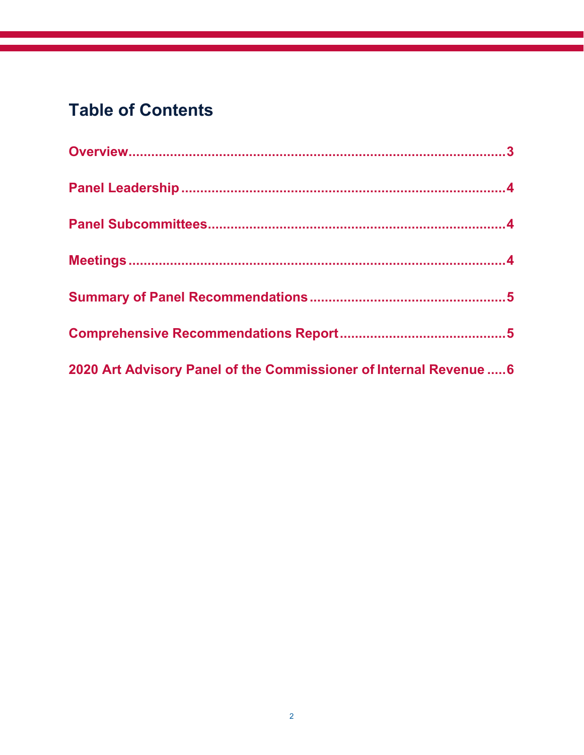## Table of Contents

Overview....................................................................................3

Panel Leadership........................................................................4

Panel Subcommittees..................................................................4

Meetings.....................................................................................4

Summary of Panel Recommendations........................................5

Comprehensive Recommendations Report..................................5

2020 Art Advisory Panel of the Commissioner of Internal Revenue .....6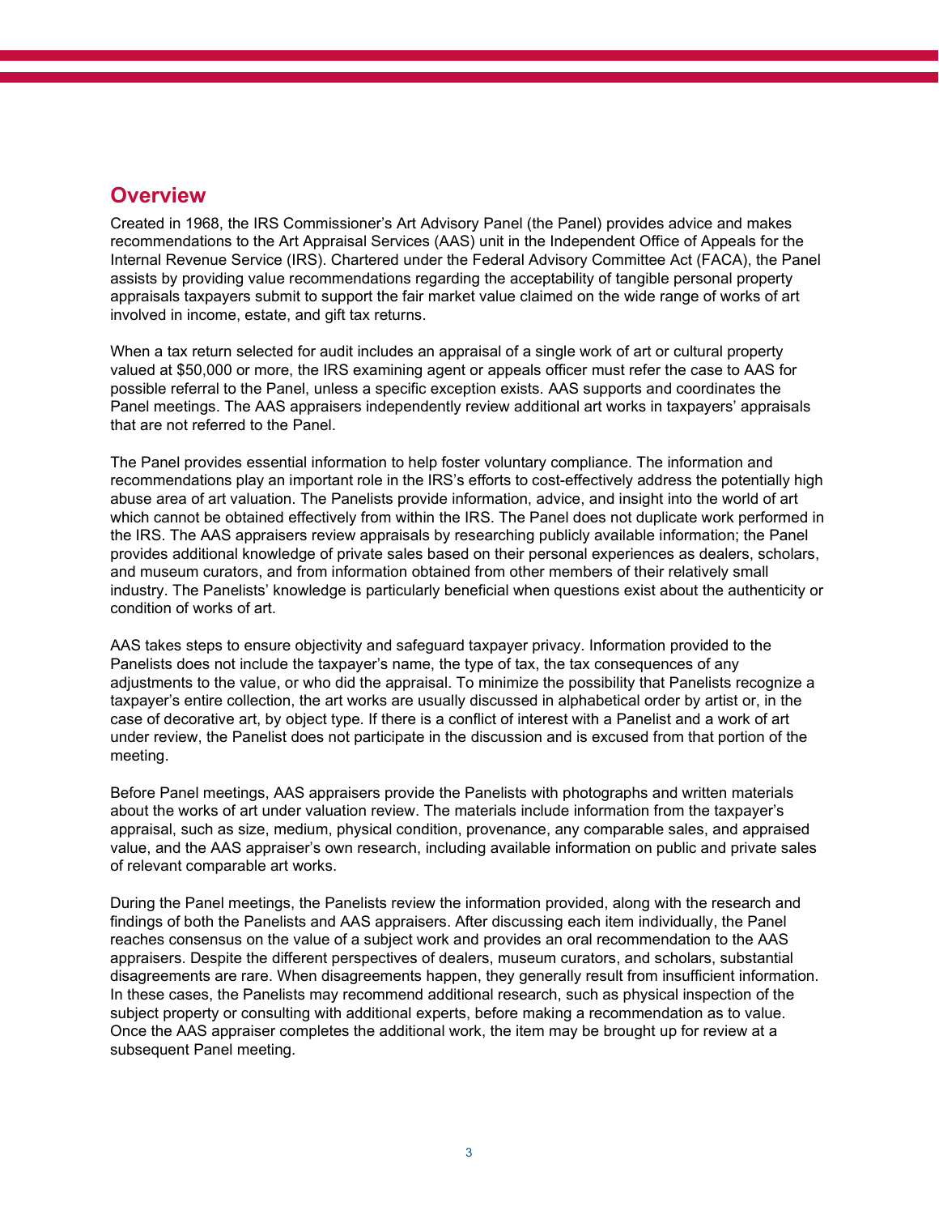## Overview

Created in 1968, the IRS Commissioner's Art Advisory Panel (the Panel) provides advice and makes recommendations to the Art Appraisal Services (AAS) unit in the Independent Office of Appeals for the Internal Revenue Service (IRS). Chartered under the Federal Advisory Committee Act (FACA), the Panel assists by providing value recommendations regarding the acceptability of tangible personal property appraisals taxpayers submit to support the fair market value claimed on the wide range of works of art involved in income, estate, and gift tax returns.

When a tax return selected for audit includes an appraisal of a single work of art or cultural property valued at $50,000 or more, the IRS examining agent or appeals officer must refer the case to AAS for possible referral to the Panel, unless a specific exception exists. AAS supports and coordinates the Panel meetings. The AAS appraisers independently review additional art works in taxpayers' appraisals that are not referred to the Panel.

The Panel provides essential information to help foster voluntary compliance. The information and recommendations play an important role in the IRS's efforts to cost-effectively address the potentially high abuse area of art valuation. The Panelists provide information, advice, and insight into the world of art which cannot be obtained effectively from within the IRS. The Panel does not duplicate work performed in the IRS. The AAS appraisers review appraisals by researching publicly available information; the Panel provides additional knowledge of private sales based on their personal experiences as dealers, scholars, and museum curators, and from information obtained from other members of their relatively small industry. The Panelists' knowledge is particularly beneficial when questions exist about the authenticity or condition of works of art.

AAS takes steps to ensure objectivity and safeguard taxpayer privacy. Information provided to the Panelists does not include the taxpayer's name, the type of tax, the tax consequences of any adjustments to the value, or who did the appraisal. To minimize the possibility that Panelists recognize a taxpayer's entire collection, the art works are usually discussed in alphabetical order by artist or, in the case of decorative art, by object type. If there is a conflict of interest with a Panelist and a work of art under review, the Panelist does not participate in the discussion and is excused from that portion of the meeting.

Before Panel meetings, AAS appraisers provide the Panelists with photographs and written materials about the works of art under valuation review. The materials include information from the taxpayer's appraisal, such as size, medium, physical condition, provenance, any comparable sales, and appraised value, and the AAS appraiser's own research, including available information on public and private sales of relevant comparable art works.

During the Panel meetings, the Panelists review the information provided, along with the research and findings of both the Panelists and AAS appraisers. After discussing each item individually, the Panel reaches consensus on the value of a subject work and provides an oral recommendation to the AAS appraisers. Despite the different perspectives of dealers, museum curators, and scholars, substantial disagreements are rare. When disagreements happen, they generally result from insufficient information. In these cases, the Panelists may recommend additional research, such as physical inspection of the subject property or consulting with additional experts, before making a recommendation as to value. Once the AAS appraiser completes the additional work, the item may be brought up for review at a subsequent Panel meeting.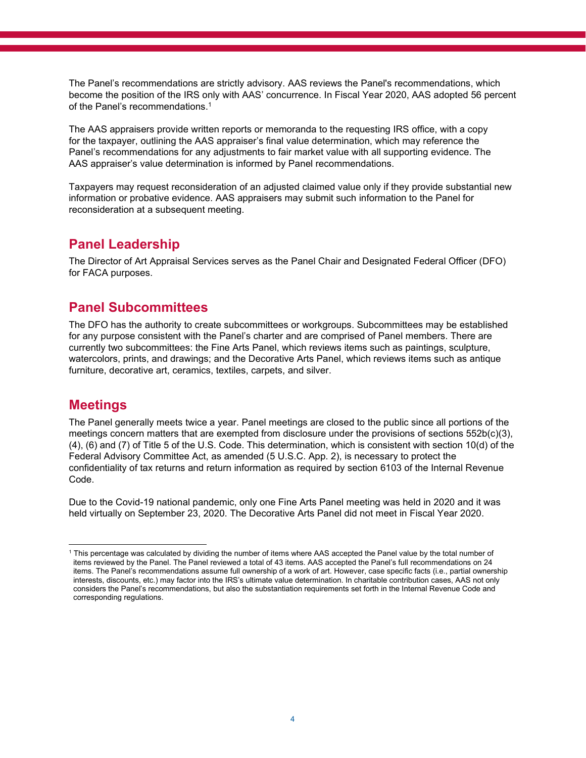The Panel's recommendations are strictly advisory. AAS reviews the Panel's recommendations, which become the position of the IRS only with AAS' concurrence. In Fiscal Year 2020, AAS adopted 56 percent of the Panel's recommendations.[1]

The AAS appraisers provide written reports or memoranda to the requesting IRS office, with a copy for the taxpayer, outlining the AAS appraiser's final value determination, which may reference the Panel's recommendations for any adjustments to fair market value with all supporting evidence. The AAS appraiser's value determination is informed by Panel recommendations.

Taxpayers may request reconsideration of an adjusted claimed value only if they provide substantial new information or probative evidence. AAS appraisers may submit such information to the Panel for reconsideration at a subsequent meeting.

## Panel Leadership

The Director of Art Appraisal Services serves as the Panel Chair and Designated Federal Officer (DFO) for FACA purposes.

## Panel Subcommittees

The DFO has the authority to create subcommittees or workgroups. Subcommittees may be established for any purpose consistent with the Panel's charter and are comprised of Panel members. There are currently two subcommittees: the Fine Arts Panel, which reviews items such as paintings, sculpture, watercolors, prints, and drawings; and the Decorative Arts Panel, which reviews items such as antique furniture, decorative art, ceramics, textiles, carpets, and silver.

## Meetings

The Panel generally meets twice a year. Panel meetings are closed to the public since all portions of the meetings concern matters that are exempted from disclosure under the provisions of sections 552b(c)(3), (4), (6) and (7) of Title 5 of the U.S. Code. This determination, which is consistent with section 10(d) of the Federal Advisory Committee Act, as amended (5 U.S.C. App. 2), is necessary to protect the confidentiality of tax returns and return information as required by section 6103 of the Internal Revenue Code.

Due to the Covid-19 national pandemic, only one Fine Arts Panel meeting was held in 2020 and it was held virtually on September 23, 2020. The Decorative Arts Panel did not meet in Fiscal Year 2020.

---

[1] This percentage was calculated by dividing the number of items where AAS accepted the Panel value by the total number of items reviewed by the Panel. The Panel reviewed a total of 43 items. AAS accepted the Panel's full recommendations on 24 items. The Panel's recommendations assume full ownership of a work of art. However, case specific facts (i.e., partial ownership interests, discounts, etc.) may factor into the IRS's ultimate value determination. In charitable contribution cases, AAS not only considers the Panel's recommendations, but also the substantiation requirements set forth in the Internal Revenue Code and corresponding regulations.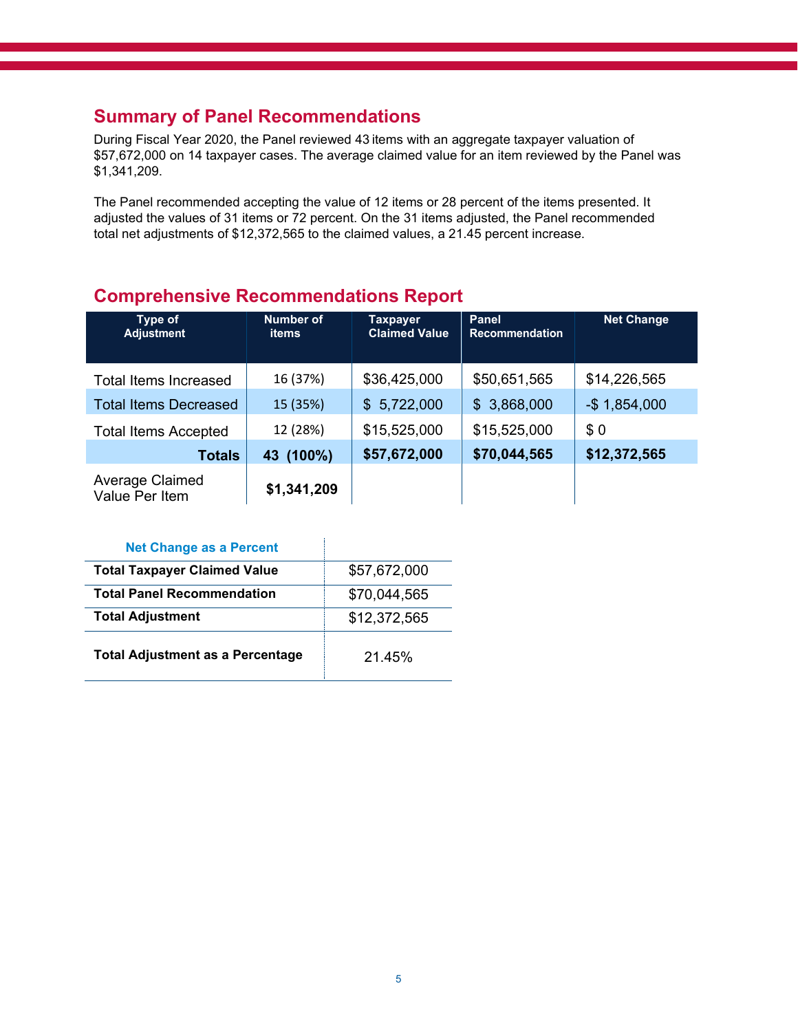## Summary of Panel Recommendations

During Fiscal Year 2020, the Panel reviewed 43 items with an aggregate taxpayer valuation of $57,672,000 on 14 taxpayer cases. The average claimed value for an item reviewed by the Panel was $1,341,209.

The Panel recommended accepting the value of 12 items or 28 percent of the items presented. It adjusted the values of 31 items or 72 percent. On the 31 items adjusted, the Panel recommended total net adjustments of $12,372,565 to the claimed values, a 21.45 percent increase.

## Comprehensive Recommendations Report

| Type of Adjustment | Number of items | Taxpayer Claimed Value | Panel Recommendation | Net Change |
|---|---|---|---|---|
| Total Items Increased | 16 (37%) | $36,425,000 | $50,651,565 | $14,226,565 |
| Total Items Decreased | 15 (35%) | $ 5,722,000 | $ 3,868,000 | -$ 1,854,000 |
| Total Items Accepted | 12 (28%) | $15,525,000 | $15,525,000 | $ 0 |
| **Totals** | **43 (100%)** | **$57,672,000** | **$70,044,565** | **$12,372,565** |
| Average Claimed Value Per Item | **$1,341,209** | | | |

| Net Change as a Percent | |
|---|---|
| **Total Taxpayer Claimed Value** | $57,672,000 |
| **Total Panel Recommendation** | $70,044,565 |
| **Total Adjustment** | $12,372,565 |
| **Total Adjustment as a Percentage** | 21.45% |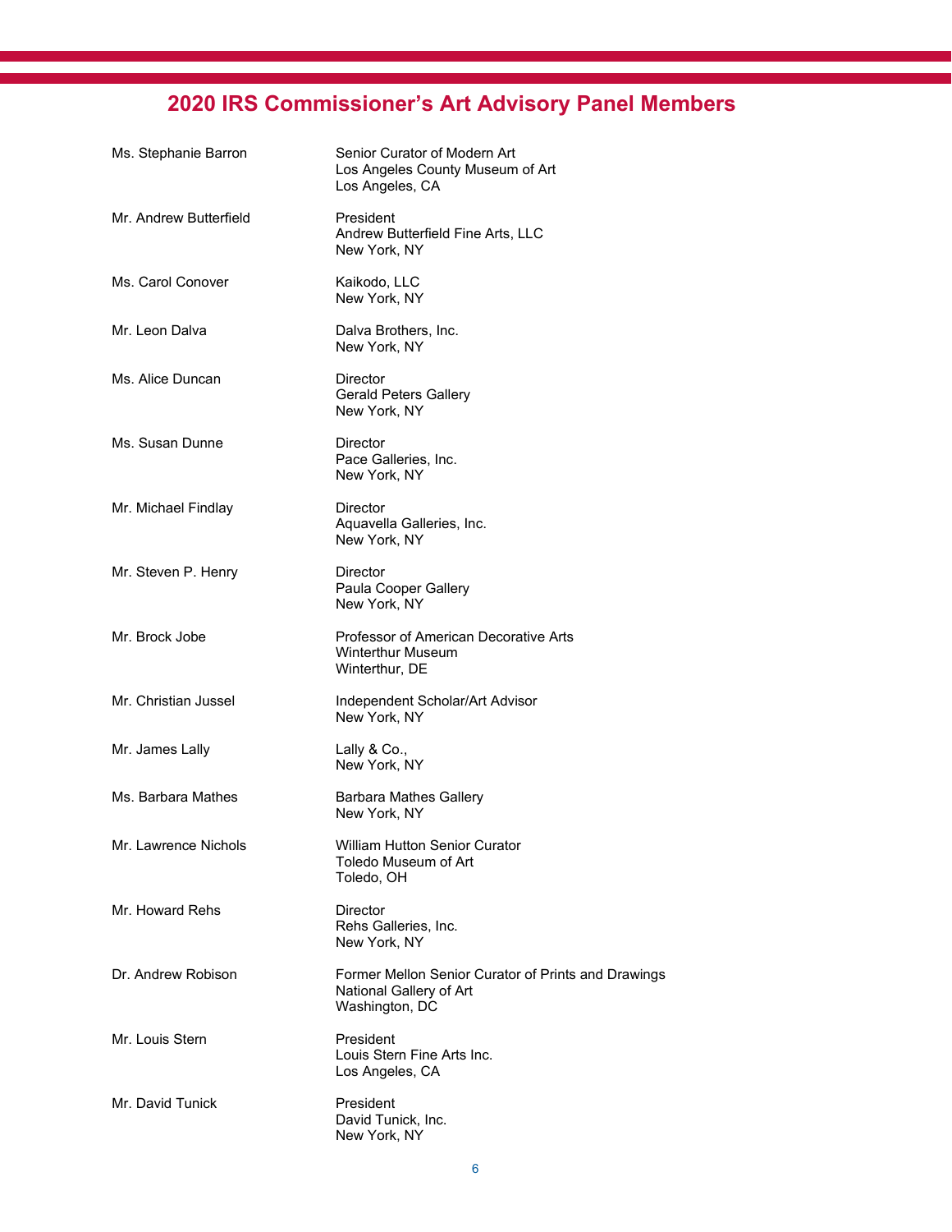# 2020 IRS Commissioner's Art Advisory Panel Members

| | |
|---|---|
| Ms. Stephanie Barron | Senior Curator of Modern Art<br>Los Angeles County Museum of Art<br>Los Angeles, CA |
| Mr. Andrew Butterfield | President<br>Andrew Butterfield Fine Arts, LLC<br>New York, NY |
| Ms. Carol Conover | Kaikodo, LLC<br>New York, NY |
| Mr. Leon Dalva | Dalva Brothers, Inc.<br>New York, NY |
| Ms. Alice Duncan | Director<br>Gerald Peters Gallery<br>New York, NY |
| Ms. Susan Dunne | Director<br>Pace Galleries, Inc.<br>New York, NY |
| Mr. Michael Findlay | Director<br>Aquavella Galleries, Inc.<br>New York, NY |
| Mr. Steven P. Henry | Director<br>Paula Cooper Gallery<br>New York, NY |
| Mr. Brock Jobe | Professor of American Decorative Arts<br>Winterthur Museum<br>Winterthur, DE |
| Mr. Christian Jussel | Independent Scholar/Art Advisor<br>New York, NY |
| Mr. James Lally | Lally & Co.,<br>New York, NY |
| Ms. Barbara Mathes | Barbara Mathes Gallery<br>New York, NY |
| Mr. Lawrence Nichols | William Hutton Senior Curator<br>Toledo Museum of Art<br>Toledo, OH |
| Mr. Howard Rehs | Director<br>Rehs Galleries, Inc.<br>New York, NY |
| Dr. Andrew Robison | Former Mellon Senior Curator of Prints and Drawings<br>National Gallery of Art<br>Washington, DC |
| Mr. Louis Stern | President<br>Louis Stern Fine Arts Inc.<br>Los Angeles, CA |
| Mr. David Tunick | President<br>David Tunick, Inc.<br>New York, NY |